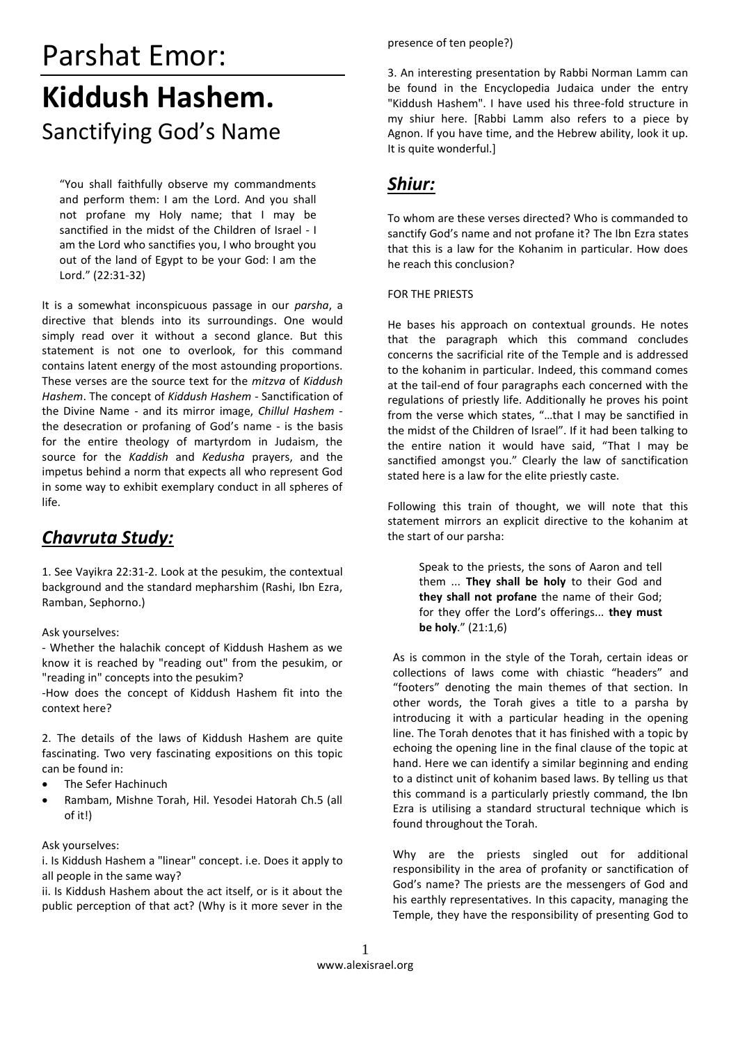# Parshat Emor:

# **Kiddush Hashem.**

## Sanctifying God's Name

> "You shall faithfully observe my commandments and perform them: I am the Lord. And you shall not profane my Holy name; that I may be sanctified in the midst of the Children of Israel - I am the Lord who sanctifies you, I who brought you out of the land of Egypt to be your God: I am the Lord." (22:31-32)

It is a somewhat inconspicuous passage in our *parsha*, a directive that blends into its surroundings. One would simply read over it without a second glance. But this statement is not one to overlook, for this command contains latent energy of the most astounding proportions. These verses are the source text for the *mitzva* of *Kiddush Hashem*. The concept of *Kiddush Hashem* - Sanctification of the Divine Name - and its mirror image, *Chillul Hashem* - the desecration or profaning of God's name - is the basis for the entire theology of martyrdom in Judaism, the source for the *Kaddish* and *Kedusha* prayers, and the impetus behind a norm that expects all who represent God in some way to exhibit exemplary conduct in all spheres of life.

## ***Chavruta Study:***

1. See Vayikra 22:31-2. Look at the pesukim, the contextual background and the standard mepharshim (Rashi, Ibn Ezra, Ramban, Sephorno.)

Ask yourselves:

- Whether the halachik concept of Kiddush Hashem as we know it is reached by "reading out" from the pesukim, or "reading in" concepts into the pesukim?

-How does the concept of Kiddush Hashem fit into the context here?

2. The details of the laws of Kiddush Hashem are quite fascinating. Two very fascinating expositions on this topic can be found in:

- The Sefer Hachinuch
- Rambam, Mishne Torah, Hil. Yesodei Hatorah Ch.5 (all of it!)

Ask yourselves:

i. Is Kiddush Hashem a "linear" concept. i.e. Does it apply to all people in the same way?

ii. Is Kiddush Hashem about the act itself, or is it about the public perception of that act? (Why is it more sever in the presence of ten people?)

3. An interesting presentation by Rabbi Norman Lamm can be found in the Encyclopedia Judaica under the entry "Kiddush Hashem". I have used his three-fold structure in my shiur here. [Rabbi Lamm also refers to a piece by Agnon. If you have time, and the Hebrew ability, look it up. It is quite wonderful.]

## ***Shiur:***

To whom are these verses directed? Who is commanded to sanctify God's name and not profane it? The Ibn Ezra states that this is a law for the Kohanim in particular. How does he reach this conclusion?

FOR THE PRIESTS

He bases his approach on contextual grounds. He notes that the paragraph which this command concludes concerns the sacrificial rite of the Temple and is addressed to the kohanim in particular. Indeed, this command comes at the tail-end of four paragraphs each concerned with the regulations of priestly life. Additionally he proves his point from the verse which states, "…that I may be sanctified in the midst of the Children of Israel". If it had been talking to the entire nation it would have said, "That I may be sanctified amongst you." Clearly the law of sanctification stated here is a law for the elite priestly caste.

Following this train of thought, we will note that this statement mirrors an explicit directive to the kohanim at the start of our parsha:

> Speak to the priests, the sons of Aaron and tell them ... **They shall be holy** to their God and **they shall not profane** the name of their God; for they offer the Lord's offerings... **they must be holy**." (21:1,6)

As is common in the style of the Torah, certain ideas or collections of laws come with chiastic "headers" and "footers" denoting the main themes of that section. In other words, the Torah gives a title to a parsha by introducing it with a particular heading in the opening line. The Torah denotes that it has finished with a topic by echoing the opening line in the final clause of the topic at hand. Here we can identify a similar beginning and ending to a distinct unit of kohanim based laws. By telling us that this command is a particularly priestly command, the Ibn Ezra is utilising a standard structural technique which is found throughout the Torah.

Why are the priests singled out for additional responsibility in the area of profanity or sanctification of God's name? The priests are the messengers of God and his earthly representatives. In this capacity, managing the Temple, they have the responsibility of presenting God to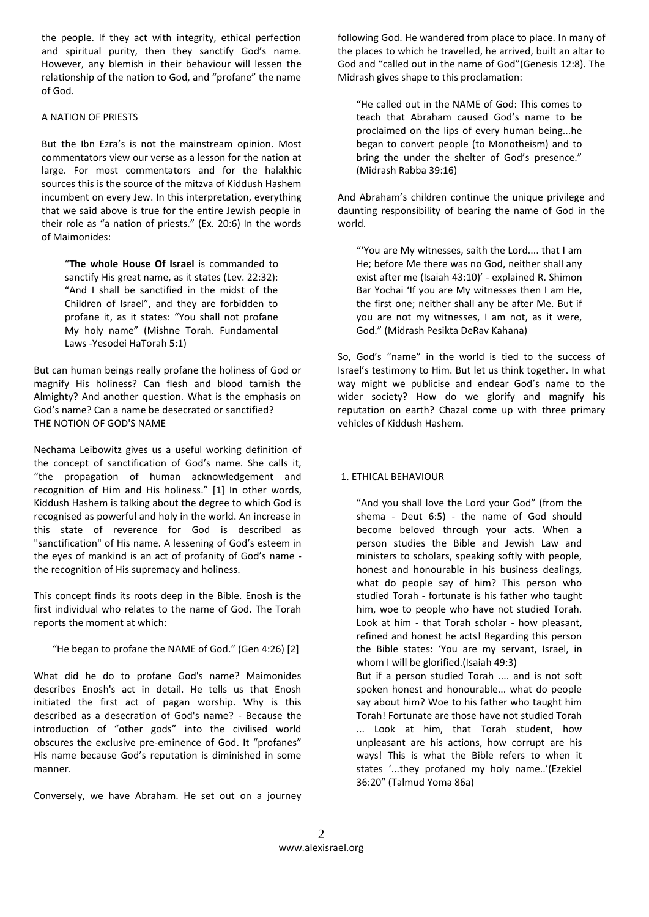the people. If they act with integrity, ethical perfection and spiritual purity, then they sanctify God's name. However, any blemish in their behaviour will lessen the relationship of the nation to God, and "profane" the name of God.

### A NATION OF PRIESTS

But the Ibn Ezra's is not the mainstream opinion. Most commentators view our verse as a lesson for the nation at large. For most commentators and for the halakhic sources this is the source of the mitzva of Kiddush Hashem incumbent on every Jew. In this interpretation, everything that we said above is true for the entire Jewish people in their role as "a nation of priests." (Ex. 20:6) In the words of Maimonides:

> "**The whole House Of Israel** is commanded to sanctify His great name, as it states (Lev. 22:32): "And I shall be sanctified in the midst of the Children of Israel", and they are forbidden to profane it, as it states: "You shall not profane My holy name" (Mishne Torah. Fundamental Laws -Yesodei HaTorah 5:1)

But can human beings really profane the holiness of God or magnify His holiness? Can flesh and blood tarnish the Almighty? And another question. What is the emphasis on God's name? Can a name be desecrated or sanctified?

### THE NOTION OF GOD'S NAME

Nechama Leibowitz gives us a useful working definition of the concept of sanctification of God's name. She calls it, "the propagation of human acknowledgement and recognition of Him and His holiness." [1] In other words, Kiddush Hashem is talking about the degree to which God is recognised as powerful and holy in the world. An increase in this state of reverence for God is described as "sanctification" of His name. A lessening of God's esteem in the eyes of mankind is an act of profanity of God's name - the recognition of His supremacy and holiness.

This concept finds its roots deep in the Bible. Enosh is the first individual who relates to the name of God. The Torah reports the moment at which:

> "He began to profane the NAME of God." (Gen 4:26) [2]

What did he do to profane God's name? Maimonides describes Enosh's act in detail. He tells us that Enosh initiated the first act of pagan worship. Why is this described as a desecration of God's name? - Because the introduction of "other gods" into the civilised world obscures the exclusive pre-eminence of God. It "profanes" His name because God's reputation is diminished in some manner.

Conversely, we have Abraham. He set out on a journey following God. He wandered from place to place. In many of the places to which he travelled, he arrived, built an altar to God and "called out in the name of God"(Genesis 12:8). The Midrash gives shape to this proclamation:

> "He called out in the NAME of God: This comes to teach that Abraham caused God's name to be proclaimed on the lips of every human being...he began to convert people (to Monotheism) and to bring the under the shelter of God's presence." (Midrash Rabba 39:16)

And Abraham's children continue the unique privilege and daunting responsibility of bearing the name of God in the world.

> "'You are My witnesses, saith the Lord.... that I am He; before Me there was no God, neither shall any exist after me (Isaiah 43:10)' - explained R. Shimon Bar Yochai 'If you are My witnesses then I am He, the first one; neither shall any be after Me. But if you are not my witnesses, I am not, as it were, God." (Midrash Pesikta DeRav Kahana)

So, God's "name" in the world is tied to the success of Israel's testimony to Him. But let us think together. In what way might we publicise and endear God's name to the wider society? How do we glorify and magnify his reputation on earth? Chazal come up with three primary vehicles of Kiddush Hashem.

### 1. ETHICAL BEHAVIOUR

> "And you shall love the Lord your God" (from the shema - Deut 6:5) - the name of God should become beloved through your acts. When a person studies the Bible and Jewish Law and ministers to scholars, speaking softly with people, honest and honourable in his business dealings, what do people say of him? This person who studied Torah - fortunate is his father who taught him, woe to people who have not studied Torah. Look at him - that Torah scholar - how pleasant, refined and honest he acts! Regarding this person the Bible states: 'You are my servant, Israel, in whom I will be glorified.(Isaiah 49:3)
>
> But if a person studied Torah .... and is not soft spoken honest and honourable... what do people say about him? Woe to his father who taught him Torah! Fortunate are those have not studied Torah ... Look at him, that Torah student, how unpleasant are his actions, how corrupt are his ways! This is what the Bible refers to when it states '...they profaned my holy name..'(Ezekiel 36:20" (Talmud Yoma 86a)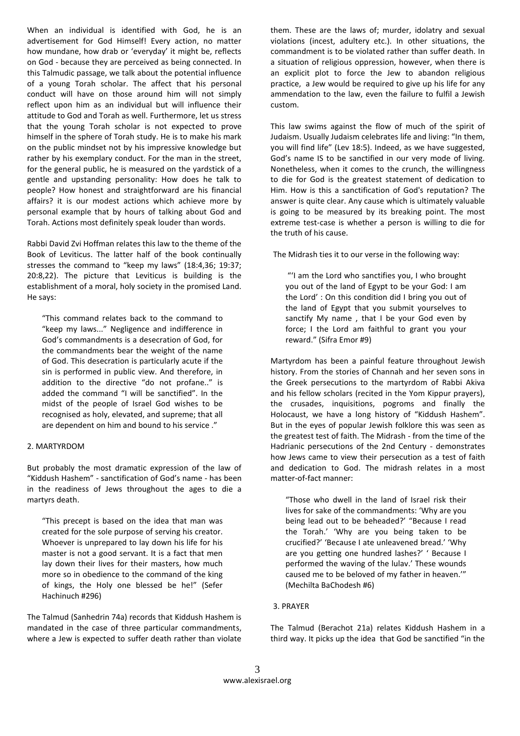When an individual is identified with God, he is an advertisement for God Himself! Every action, no matter how mundane, how drab or 'everyday' it might be, reflects on God - because they are perceived as being connected. In this Talmudic passage, we talk about the potential influence of a young Torah scholar. The affect that his personal conduct will have on those around him will not simply reflect upon him as an individual but will influence their attitude to God and Torah as well. Furthermore, let us stress that the young Torah scholar is not expected to prove himself in the sphere of Torah study. He is to make his mark on the public mindset not by his impressive knowledge but rather by his exemplary conduct. For the man in the street, for the general public, he is measured on the yardstick of a gentle and upstanding personality: How does he talk to people? How honest and straightforward are his financial affairs? it is our modest actions which achieve more by personal example that by hours of talking about God and Torah. Actions most definitely speak louder than words.

Rabbi David Zvi Hoffman relates this law to the theme of the Book of Leviticus. The latter half of the book continually stresses the command to "keep my laws" (18:4,36; 19:37; 20:8,22). The picture that Leviticus is building is the establishment of a moral, holy society in the promised Land. He says:

> "This command relates back to the command to "keep my laws..." Negligence and indifference in God's commandments is a desecration of God, for the commandments bear the weight of the name of God. This desecration is particularly acute if the sin is performed in public view. And therefore, in addition to the directive "do not profane.." is added the command "I will be sanctified". In the midst of the people of Israel God wishes to be recognised as holy, elevated, and supreme; that all are dependent on him and bound to his service ."

## 2. MARTYRDOM

But probably the most dramatic expression of the law of "Kiddush Hashem" - sanctification of God's name - has been in the readiness of Jews throughout the ages to die a martyrs death.

> "This precept is based on the idea that man was created for the sole purpose of serving his creator. Whoever is unprepared to lay down his life for his master is not a good servant. It is a fact that men lay down their lives for their masters, how much more so in obedience to the command of the king of kings, the Holy one blessed be he!" (Sefer Hachinuch #296)

The Talmud (Sanhedrin 74a) records that Kiddush Hashem is mandated in the case of three particular commandments, where a Jew is expected to suffer death rather than violate them. These are the laws of; murder, idolatry and sexual violations (incest, adultery etc.). In other situations, the commandment is to be violated rather than suffer death. In a situation of religious oppression, however, when there is an explicit plot to force the Jew to abandon religious practice, a Jew would be required to give up his life for any ammendation to the law, even the failure to fulfil a Jewish custom.

This law swims against the flow of much of the spirit of Judaism. Usually Judaism celebrates life and living: "In them, you will find life" (Lev 18:5). Indeed, as we have suggested, God's name IS to be sanctified in our very mode of living. Nonetheless, when it comes to the crunch, the willingness to die for God is the greatest statement of dedication to Him. How is this a sanctification of God's reputation? The answer is quite clear. Any cause which is ultimately valuable is going to be measured by its breaking point. The most extreme test-case is whether a person is willing to die for the truth of his cause.

The Midrash ties it to our verse in the following way:

> "'I am the Lord who sanctifies you, I who brought you out of the land of Egypt to be your God: I am the Lord' : On this condition did I bring you out of the land of Egypt that you submit yourselves to sanctify My name , that I be your God even by force; I the Lord am faithful to grant you your reward." (Sifra Emor #9)

Martyrdom has been a painful feature throughout Jewish history. From the stories of Channah and her seven sons in the Greek persecutions to the martyrdom of Rabbi Akiva and his fellow scholars (recited in the Yom Kippur prayers), the crusades, inquisitions, pogroms and finally the Holocaust, we have a long history of "Kiddush Hashem". But in the eyes of popular Jewish folklore this was seen as the greatest test of faith. The Midrash - from the time of the Hadrianic persecutions of the 2nd Century - demonstrates how Jews came to view their persecution as a test of faith and dedication to God. The midrash relates in a most matter-of-fact manner:

> "Those who dwell in the land of Israel risk their lives for sake of the commandments: 'Why are you being lead out to be beheaded?' "Because I read the Torah.' 'Why are you being taken to be crucified?' 'Because I ate unleavened bread.' 'Why are you getting one hundred lashes?' ' Because I performed the waving of the lulav.' These wounds caused me to be beloved of my father in heaven.'" (Mechilta BaChodesh #6)

## 3. PRAYER

The Talmud (Berachot 21a) relates Kiddush Hashem in a third way. It picks up the idea that God be sanctified "in the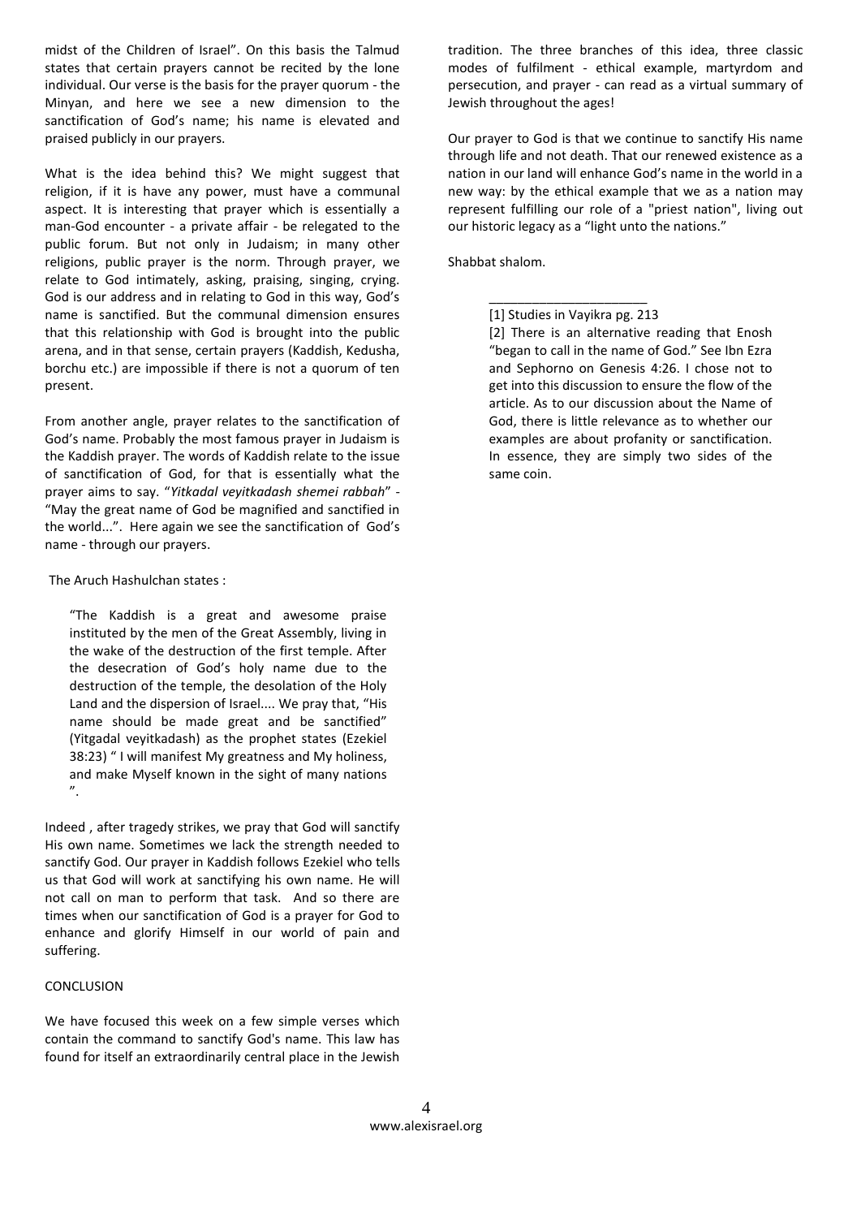midst of the Children of Israel". On this basis the Talmud states that certain prayers cannot be recited by the lone individual. Our verse is the basis for the prayer quorum - the Minyan, and here we see a new dimension to the sanctification of God's name; his name is elevated and praised publicly in our prayers.

What is the idea behind this? We might suggest that religion, if it is have any power, must have a communal aspect. It is interesting that prayer which is essentially a man-God encounter - a private affair - be relegated to the public forum. But not only in Judaism; in many other religions, public prayer is the norm. Through prayer, we relate to God intimately, asking, praising, singing, crying. God is our address and in relating to God in this way, God's name is sanctified. But the communal dimension ensures that this relationship with God is brought into the public arena, and in that sense, certain prayers (Kaddish, Kedusha, borchu etc.) are impossible if there is not a quorum of ten present.

From another angle, prayer relates to the sanctification of God's name. Probably the most famous prayer in Judaism is the Kaddish prayer. The words of Kaddish relate to the issue of sanctification of God, for that is essentially what the prayer aims to say. "*Yitkadal veyitkadash shemei rabbah*" - "May the great name of God be magnified and sanctified in the world...". Here again we see the sanctification of God's name - through our prayers.

The Aruch Hashulchan states :

> "The Kaddish is a great and awesome praise instituted by the men of the Great Assembly, living in the wake of the destruction of the first temple. After the desecration of God's holy name due to the destruction of the temple, the desolation of the Holy Land and the dispersion of Israel.... We pray that, "His name should be made great and be sanctified" (Yitgadal veyitkadash) as the prophet states (Ezekiel 38:23) " I will manifest My greatness and My holiness, and make Myself known in the sight of many nations ".

Indeed , after tragedy strikes, we pray that God will sanctify His own name. Sometimes we lack the strength needed to sanctify God. Our prayer in Kaddish follows Ezekiel who tells us that God will work at sanctifying his own name. He will not call on man to perform that task. And so there are times when our sanctification of God is a prayer for God to enhance and glorify Himself in our world of pain and suffering.

CONCLUSION

We have focused this week on a few simple verses which contain the command to sanctify God's name. This law has found for itself an extraordinarily central place in the Jewish tradition. The three branches of this idea, three classic modes of fulfilment - ethical example, martyrdom and persecution, and prayer - can read as a virtual summary of Jewish throughout the ages!

Our prayer to God is that we continue to sanctify His name through life and not death. That our renewed existence as a nation in our land will enhance God's name in the world in a new way: by the ethical example that we as a nation may represent fulfilling our role of a "priest nation", living out our historic legacy as a "light unto the nations."

Shabbat shalom.

______________________

[1] Studies in Vayikra pg. 213

[2] There is an alternative reading that Enosh "began to call in the name of God." See Ibn Ezra and Sephorno on Genesis 4:26. I chose not to get into this discussion to ensure the flow of the article. As to our discussion about the Name of God, there is little relevance as to whether our examples are about profanity or sanctification. In essence, they are simply two sides of the same coin.

www.alexisrael.org